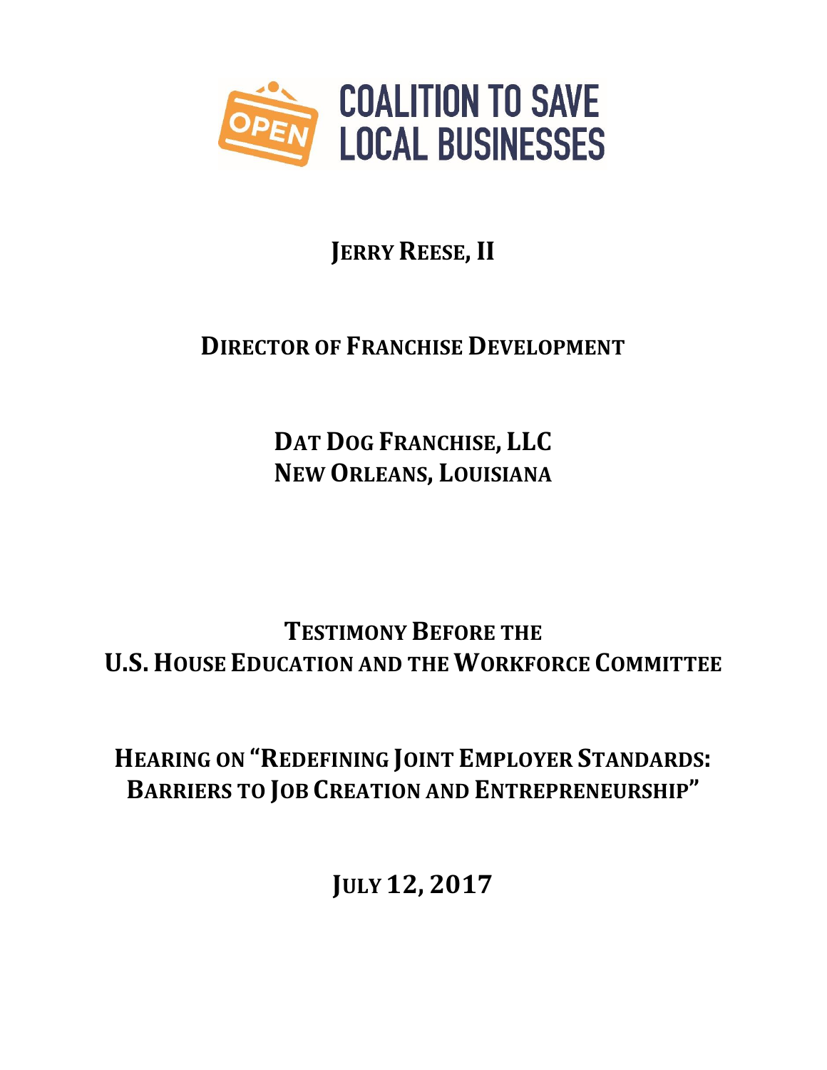COALITION TO SAVE LOCAL BUSINESSES

**JERRY REESE, II**

**DIRECTOR OF FRANCHISE DEVELOPMENT**

**DAT DOG FRANCHISE, LLC**
**NEW ORLEANS, LOUISIANA**

**TESTIMONY BEFORE THE**
**U.S. HOUSE EDUCATION AND THE WORKFORCE COMMITTEE**

**HEARING ON "REDEFINING JOINT EMPLOYER STANDARDS: BARRIERS TO JOB CREATION AND ENTREPRENEURSHIP"**

**JULY 12, 2017**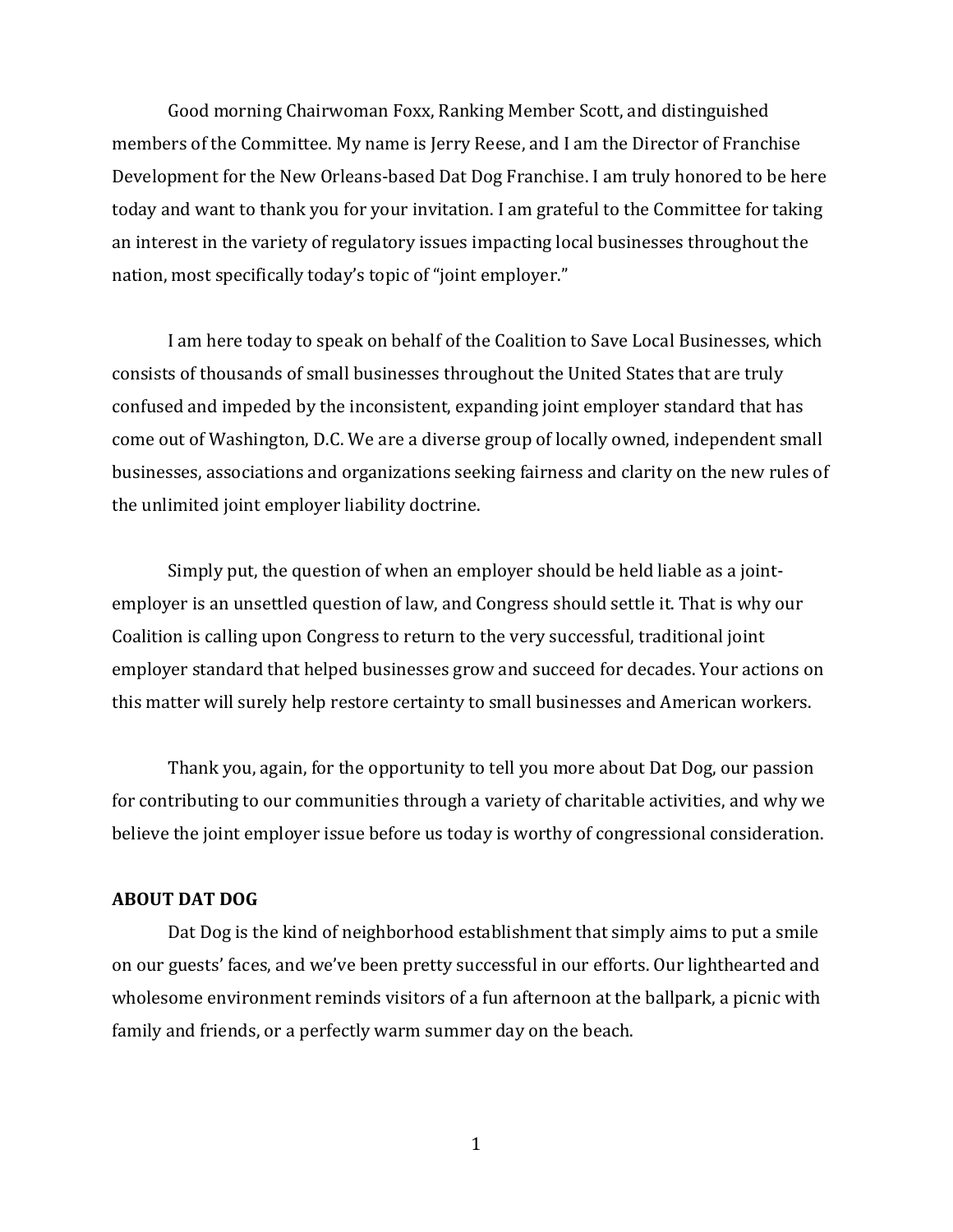Good morning Chairwoman Foxx, Ranking Member Scott, and distinguished members of the Committee. My name is Jerry Reese, and I am the Director of Franchise Development for the New Orleans-based Dat Dog Franchise. I am truly honored to be here today and want to thank you for your invitation. I am grateful to the Committee for taking an interest in the variety of regulatory issues impacting local businesses throughout the nation, most specifically today's topic of "joint employer."

I am here today to speak on behalf of the Coalition to Save Local Businesses, which consists of thousands of small businesses throughout the United States that are truly confused and impeded by the inconsistent, expanding joint employer standard that has come out of Washington, D.C. We are a diverse group of locally owned, independent small businesses, associations and organizations seeking fairness and clarity on the new rules of the unlimited joint employer liability doctrine.

Simply put, the question of when an employer should be held liable as a joint-employer is an unsettled question of law, and Congress should settle it. That is why our Coalition is calling upon Congress to return to the very successful, traditional joint employer standard that helped businesses grow and succeed for decades. Your actions on this matter will surely help restore certainty to small businesses and American workers.

Thank you, again, for the opportunity to tell you more about Dat Dog, our passion for contributing to our communities through a variety of charitable activities, and why we believe the joint employer issue before us today is worthy of congressional consideration.

**ABOUT DAT DOG**

Dat Dog is the kind of neighborhood establishment that simply aims to put a smile on our guests' faces, and we've been pretty successful in our efforts. Our lighthearted and wholesome environment reminds visitors of a fun afternoon at the ballpark, a picnic with family and friends, or a perfectly warm summer day on the beach.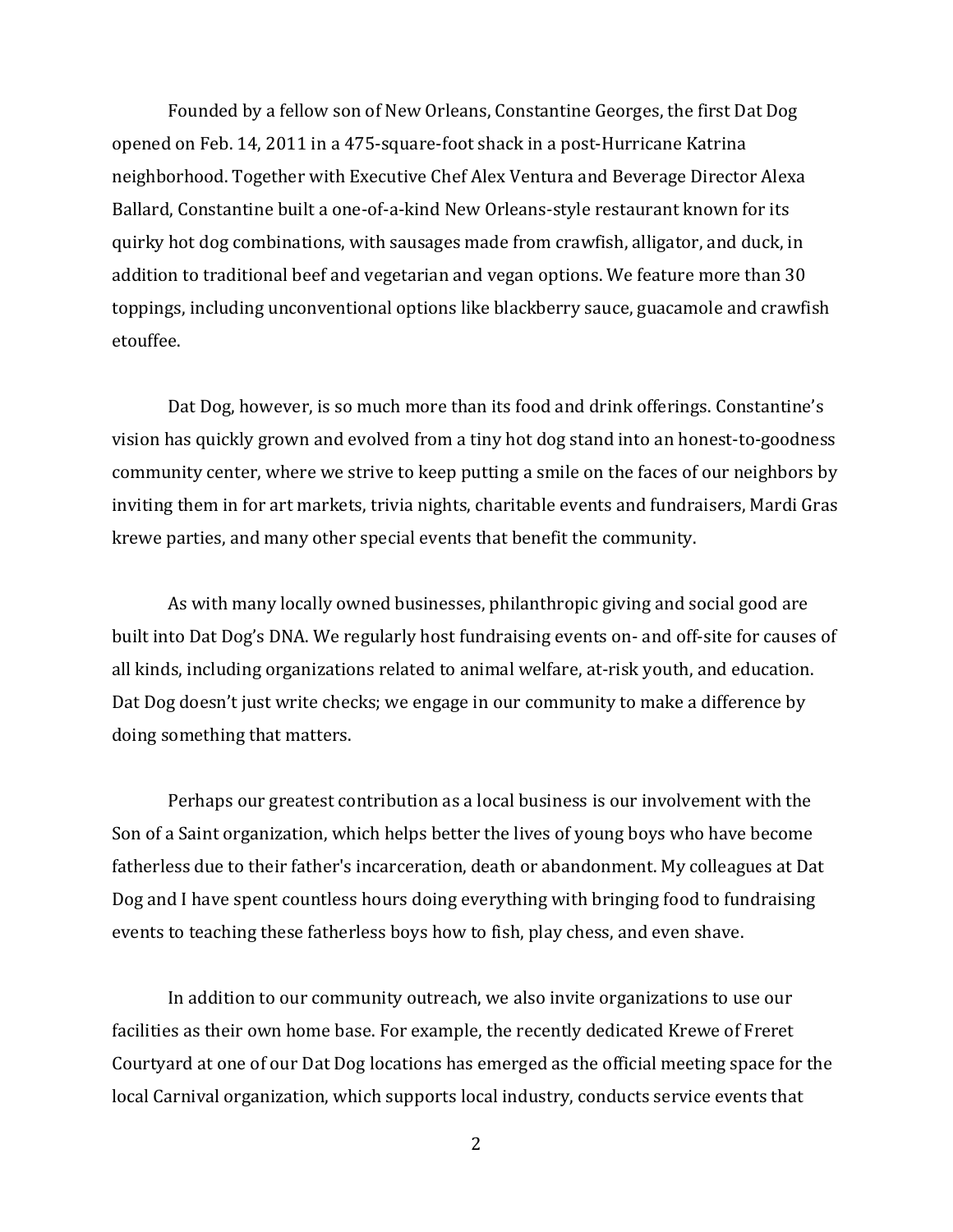Founded by a fellow son of New Orleans, Constantine Georges, the first Dat Dog opened on Feb. 14, 2011 in a 475-square-foot shack in a post-Hurricane Katrina neighborhood. Together with Executive Chef Alex Ventura and Beverage Director Alexa Ballard, Constantine built a one-of-a-kind New Orleans-style restaurant known for its quirky hot dog combinations, with sausages made from crawfish, alligator, and duck, in addition to traditional beef and vegetarian and vegan options. We feature more than 30 toppings, including unconventional options like blackberry sauce, guacamole and crawfish etouffee.

Dat Dog, however, is so much more than its food and drink offerings. Constantine's vision has quickly grown and evolved from a tiny hot dog stand into an honest-to-goodness community center, where we strive to keep putting a smile on the faces of our neighbors by inviting them in for art markets, trivia nights, charitable events and fundraisers, Mardi Gras krewe parties, and many other special events that benefit the community.

As with many locally owned businesses, philanthropic giving and social good are built into Dat Dog's DNA. We regularly host fundraising events on- and off-site for causes of all kinds, including organizations related to animal welfare, at-risk youth, and education. Dat Dog doesn't just write checks; we engage in our community to make a difference by doing something that matters.

Perhaps our greatest contribution as a local business is our involvement with the Son of a Saint organization, which helps better the lives of young boys who have become fatherless due to their father's incarceration, death or abandonment. My colleagues at Dat Dog and I have spent countless hours doing everything with bringing food to fundraising events to teaching these fatherless boys how to fish, play chess, and even shave.

In addition to our community outreach, we also invite organizations to use our facilities as their own home base. For example, the recently dedicated Krewe of Freret Courtyard at one of our Dat Dog locations has emerged as the official meeting space for the local Carnival organization, which supports local industry, conducts service events that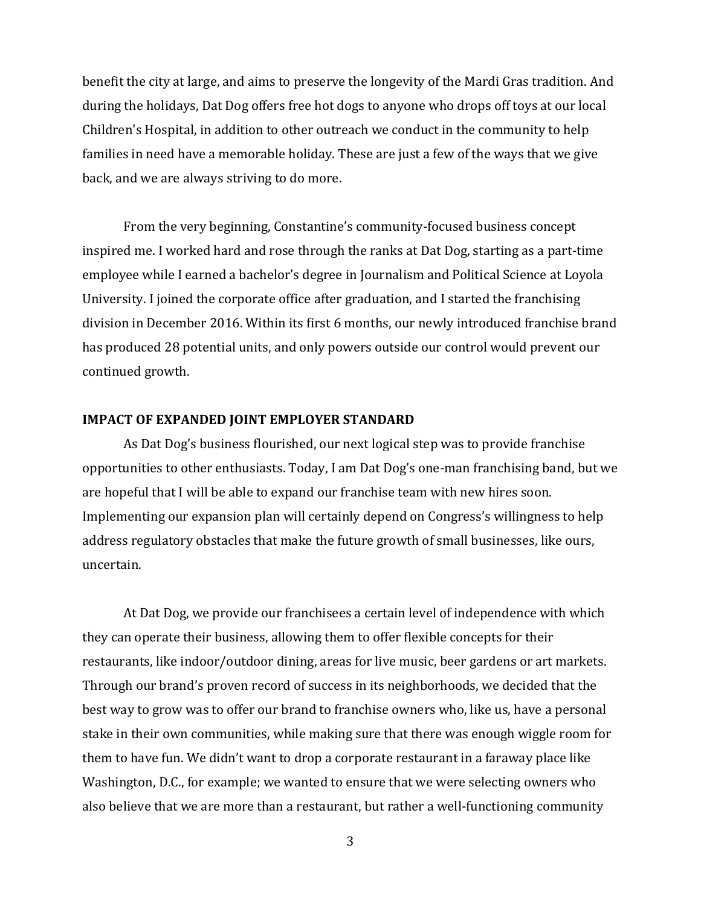benefit the city at large, and aims to preserve the longevity of the Mardi Gras tradition. And during the holidays, Dat Dog offers free hot dogs to anyone who drops off toys at our local Children's Hospital, in addition to other outreach we conduct in the community to help families in need have a memorable holiday. These are just a few of the ways that we give back, and we are always striving to do more.

From the very beginning, Constantine's community-focused business concept inspired me. I worked hard and rose through the ranks at Dat Dog, starting as a part-time employee while I earned a bachelor's degree in Journalism and Political Science at Loyola University. I joined the corporate office after graduation, and I started the franchising division in December 2016. Within its first 6 months, our newly introduced franchise brand has produced 28 potential units, and only powers outside our control would prevent our continued growth.

**IMPACT OF EXPANDED JOINT EMPLOYER STANDARD**

As Dat Dog's business flourished, our next logical step was to provide franchise opportunities to other enthusiasts. Today, I am Dat Dog's one-man franchising band, but we are hopeful that I will be able to expand our franchise team with new hires soon. Implementing our expansion plan will certainly depend on Congress's willingness to help address regulatory obstacles that make the future growth of small businesses, like ours, uncertain.

At Dat Dog, we provide our franchisees a certain level of independence with which they can operate their business, allowing them to offer flexible concepts for their restaurants, like indoor/outdoor dining, areas for live music, beer gardens or art markets. Through our brand's proven record of success in its neighborhoods, we decided that the best way to grow was to offer our brand to franchise owners who, like us, have a personal stake in their own communities, while making sure that there was enough wiggle room for them to have fun. We didn't want to drop a corporate restaurant in a faraway place like Washington, D.C., for example; we wanted to ensure that we were selecting owners who also believe that we are more than a restaurant, but rather a well-functioning community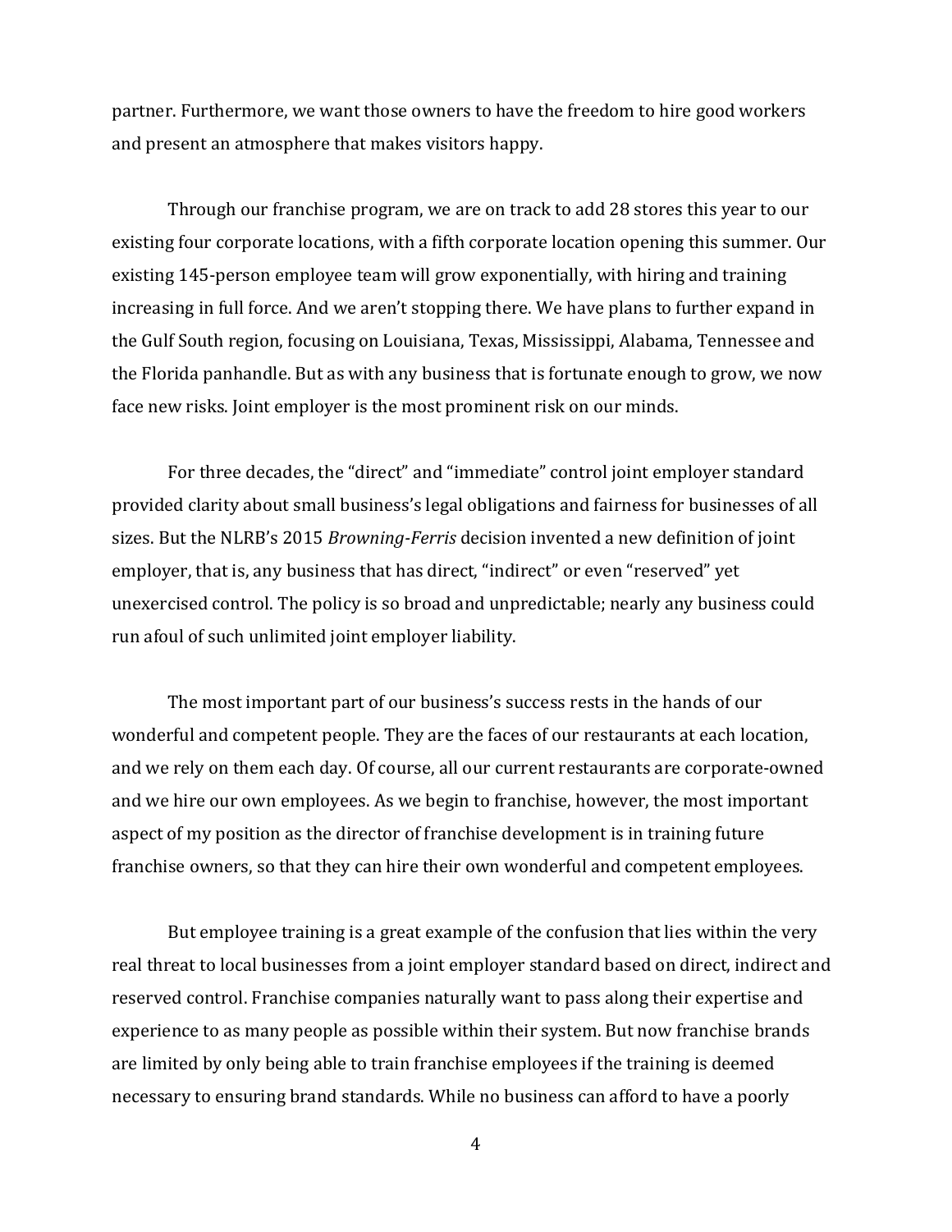partner. Furthermore, we want those owners to have the freedom to hire good workers and present an atmosphere that makes visitors happy.

Through our franchise program, we are on track to add 28 stores this year to our existing four corporate locations, with a fifth corporate location opening this summer. Our existing 145-person employee team will grow exponentially, with hiring and training increasing in full force. And we aren't stopping there. We have plans to further expand in the Gulf South region, focusing on Louisiana, Texas, Mississippi, Alabama, Tennessee and the Florida panhandle. But as with any business that is fortunate enough to grow, we now face new risks. Joint employer is the most prominent risk on our minds.

For three decades, the "direct" and "immediate" control joint employer standard provided clarity about small business's legal obligations and fairness for businesses of all sizes. But the NLRB's 2015 *Browning-Ferris* decision invented a new definition of joint employer, that is, any business that has direct, "indirect" or even "reserved" yet unexercised control. The policy is so broad and unpredictable; nearly any business could run afoul of such unlimited joint employer liability.

The most important part of our business's success rests in the hands of our wonderful and competent people. They are the faces of our restaurants at each location, and we rely on them each day. Of course, all our current restaurants are corporate-owned and we hire our own employees. As we begin to franchise, however, the most important aspect of my position as the director of franchise development is in training future franchise owners, so that they can hire their own wonderful and competent employees.

But employee training is a great example of the confusion that lies within the very real threat to local businesses from a joint employer standard based on direct, indirect and reserved control. Franchise companies naturally want to pass along their expertise and experience to as many people as possible within their system. But now franchise brands are limited by only being able to train franchise employees if the training is deemed necessary to ensuring brand standards. While no business can afford to have a poorly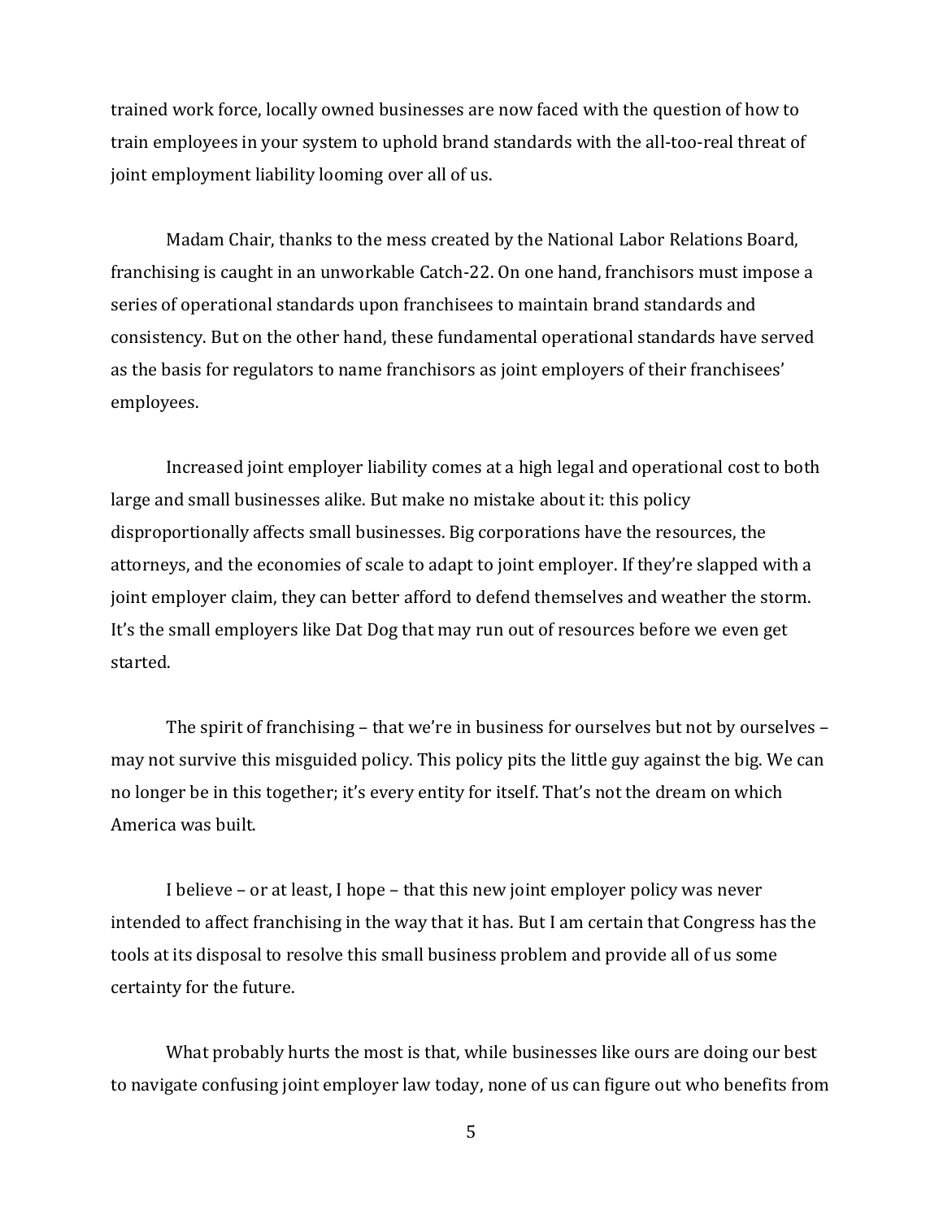trained work force, locally owned businesses are now faced with the question of how to train employees in your system to uphold brand standards with the all-too-real threat of joint employment liability looming over all of us.

Madam Chair, thanks to the mess created by the National Labor Relations Board, franchising is caught in an unworkable Catch-22. On one hand, franchisors must impose a series of operational standards upon franchisees to maintain brand standards and consistency. But on the other hand, these fundamental operational standards have served as the basis for regulators to name franchisors as joint employers of their franchisees' employees.

Increased joint employer liability comes at a high legal and operational cost to both large and small businesses alike. But make no mistake about it: this policy disproportionally affects small businesses. Big corporations have the resources, the attorneys, and the economies of scale to adapt to joint employer. If they're slapped with a joint employer claim, they can better afford to defend themselves and weather the storm. It's the small employers like Dat Dog that may run out of resources before we even get started.

The spirit of franchising – that we're in business for ourselves but not by ourselves – may not survive this misguided policy. This policy pits the little guy against the big. We can no longer be in this together; it's every entity for itself. That's not the dream on which America was built.

I believe – or at least, I hope – that this new joint employer policy was never intended to affect franchising in the way that it has. But I am certain that Congress has the tools at its disposal to resolve this small business problem and provide all of us some certainty for the future.

What probably hurts the most is that, while businesses like ours are doing our best to navigate confusing joint employer law today, none of us can figure out who benefits from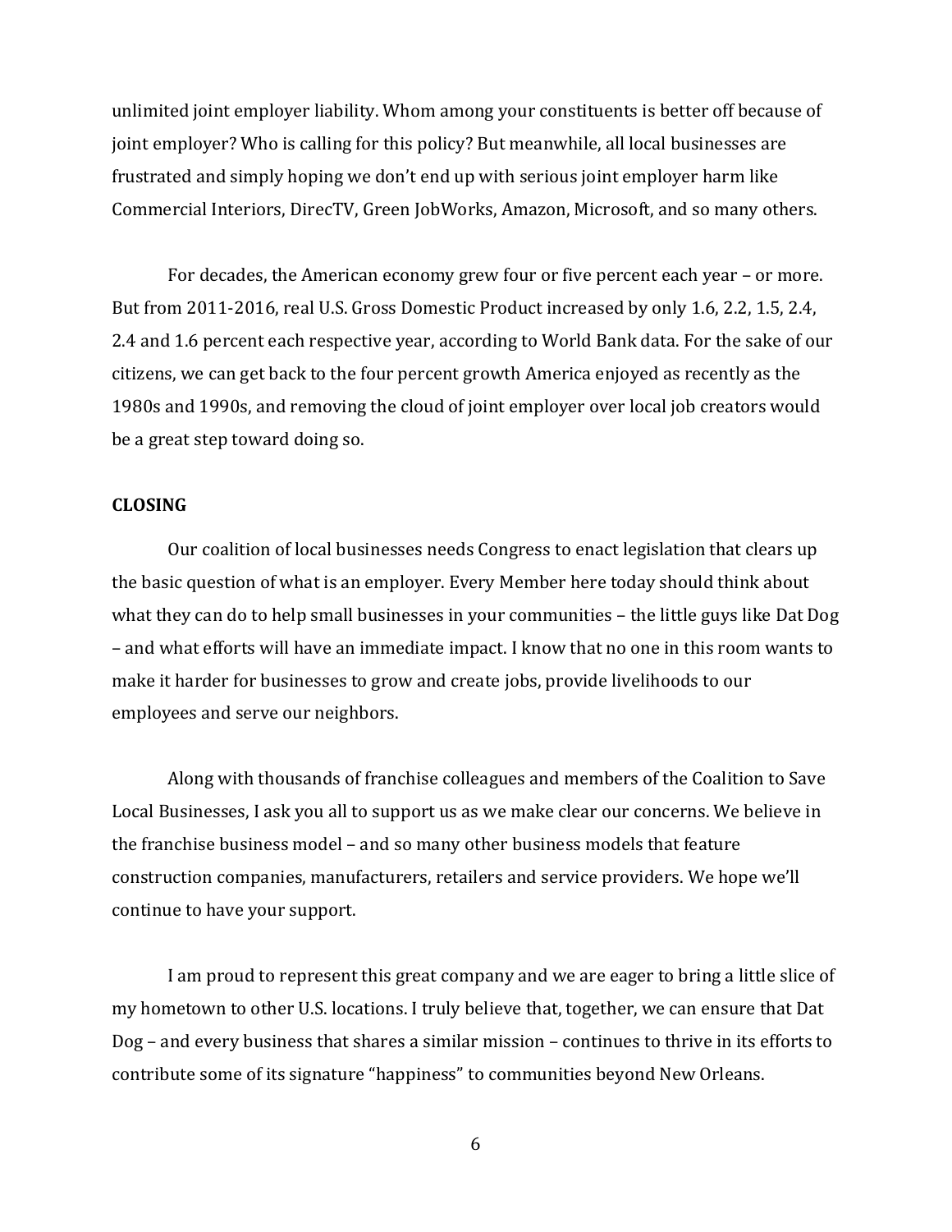unlimited joint employer liability. Whom among your constituents is better off because of joint employer? Who is calling for this policy? But meanwhile, all local businesses are frustrated and simply hoping we don't end up with serious joint employer harm like Commercial Interiors, DirecTV, Green JobWorks, Amazon, Microsoft, and so many others.

For decades, the American economy grew four or five percent each year – or more. But from 2011-2016, real U.S. Gross Domestic Product increased by only 1.6, 2.2, 1.5, 2.4, 2.4 and 1.6 percent each respective year, according to World Bank data. For the sake of our citizens, we can get back to the four percent growth America enjoyed as recently as the 1980s and 1990s, and removing the cloud of joint employer over local job creators would be a great step toward doing so.

**CLOSING**

Our coalition of local businesses needs Congress to enact legislation that clears up the basic question of what is an employer. Every Member here today should think about what they can do to help small businesses in your communities – the little guys like Dat Dog – and what efforts will have an immediate impact. I know that no one in this room wants to make it harder for businesses to grow and create jobs, provide livelihoods to our employees and serve our neighbors.

Along with thousands of franchise colleagues and members of the Coalition to Save Local Businesses, I ask you all to support us as we make clear our concerns. We believe in the franchise business model – and so many other business models that feature construction companies, manufacturers, retailers and service providers. We hope we'll continue to have your support.

I am proud to represent this great company and we are eager to bring a little slice of my hometown to other U.S. locations. I truly believe that, together, we can ensure that Dat Dog – and every business that shares a similar mission – continues to thrive in its efforts to contribute some of its signature "happiness" to communities beyond New Orleans.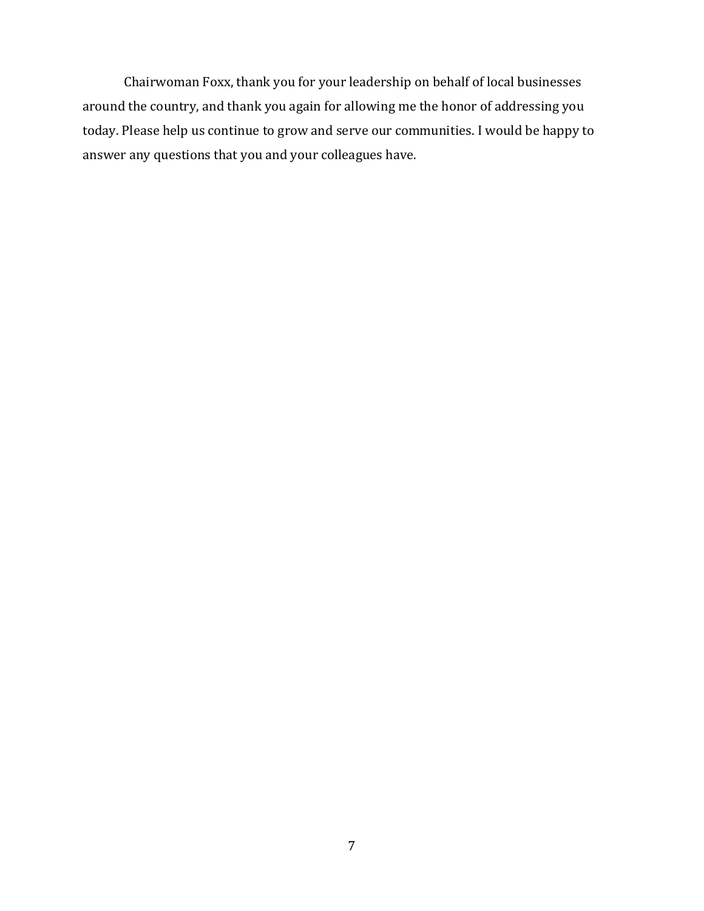Chairwoman Foxx, thank you for your leadership on behalf of local businesses around the country, and thank you again for allowing me the honor of addressing you today. Please help us continue to grow and serve our communities. I would be happy to answer any questions that you and your colleagues have.